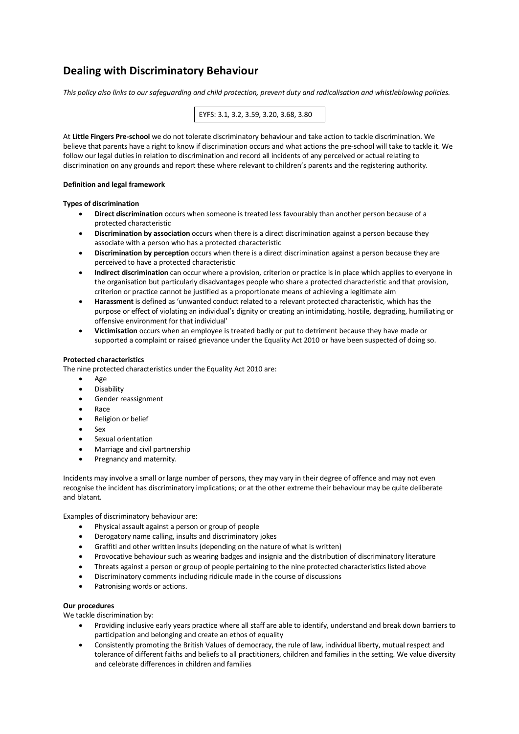# Dealing with Discriminatory Behaviour

*This policy also links to our safeguarding and child protection, prevent duty and radicalisation and whistleblowing policies.*

EYFS: 3.1, 3.2, 3.59, 3.20, 3.68, 3.80

At **Little Fingers Pre-school** we do not tolerate discriminatory behaviour and take action to tackle discrimination. We believe that parents have a right to know if discrimination occurs and what actions the pre-school will take to tackle it. We follow our legal duties in relation to discrimination and record all incidents of any perceived or actual relating to discrimination on any grounds and report these where relevant to children's parents and the registering authority.

**Definition and legal framework**

**Types of discrimination**

- **Direct discrimination** occurs when someone is treated less favourably than another person because of a protected characteristic
- **Discrimination by association** occurs when there is a direct discrimination against a person because they associate with a person who has a protected characteristic
- **Discrimination by perception** occurs when there is a direct discrimination against a person because they are perceived to have a protected characteristic
- **Indirect discrimination** can occur where a provision, criterion or practice is in place which applies to everyone in the organisation but particularly disadvantages people who share a protected characteristic and that provision, criterion or practice cannot be justified as a proportionate means of achieving a legitimate aim
- **Harassment** is defined as 'unwanted conduct related to a relevant protected characteristic, which has the purpose or effect of violating an individual's dignity or creating an intimidating, hostile, degrading, humiliating or offensive environment for that individual'
- **Victimisation** occurs when an employee is treated badly or put to detriment because they have made or supported a complaint or raised grievance under the Equality Act 2010 or have been suspected of doing so.

**Protected characteristics**

The nine protected characteristics under the Equality Act 2010 are:

- Age
- Disability
- Gender reassignment
- Race
- Religion or belief
- Sex
- Sexual orientation
- Marriage and civil partnership
- Pregnancy and maternity.

Incidents may involve a small or large number of persons, they may vary in their degree of offence and may not even recognise the incident has discriminatory implications; or at the other extreme their behaviour may be quite deliberate and blatant.

Examples of discriminatory behaviour are:

- Physical assault against a person or group of people
- Derogatory name calling, insults and discriminatory jokes
- Graffiti and other written insults (depending on the nature of what is written)
- Provocative behaviour such as wearing badges and insignia and the distribution of discriminatory literature
- Threats against a person or group of people pertaining to the nine protected characteristics listed above
- Discriminatory comments including ridicule made in the course of discussions
- Patronising words or actions.

**Our procedures**

We tackle discrimination by:

- Providing inclusive early years practice where all staff are able to identify, understand and break down barriers to participation and belonging and create an ethos of equality
- Consistently promoting the British Values of democracy, the rule of law, individual liberty, mutual respect and tolerance of different faiths and beliefs to all practitioners, children and families in the setting. We value diversity and celebrate differences in children and families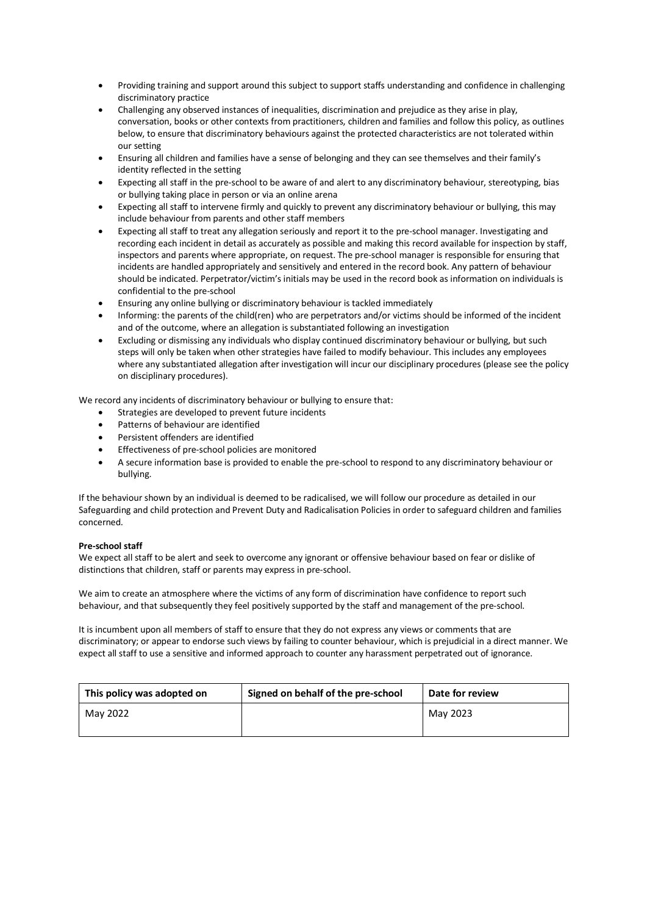- Providing training and support around this subject to support staffs understanding and confidence in challenging discriminatory practice
- Challenging any observed instances of inequalities, discrimination and prejudice as they arise in play, conversation, books or other contexts from practitioners, children and families and follow this policy, as outlines below, to ensure that discriminatory behaviours against the protected characteristics are not tolerated within our setting
- Ensuring all children and families have a sense of belonging and they can see themselves and their family's identity reflected in the setting
- Expecting all staff in the pre-school to be aware of and alert to any discriminatory behaviour, stereotyping, bias or bullying taking place in person or via an online arena
- Expecting all staff to intervene firmly and quickly to prevent any discriminatory behaviour or bullying, this may include behaviour from parents and other staff members
- Expecting all staff to treat any allegation seriously and report it to the pre-school manager. Investigating and recording each incident in detail as accurately as possible and making this record available for inspection by staff, inspectors and parents where appropriate, on request. The pre-school manager is responsible for ensuring that incidents are handled appropriately and sensitively and entered in the record book. Any pattern of behaviour should be indicated. Perpetrator/victim's initials may be used in the record book as information on individuals is confidential to the pre-school
- Ensuring any online bullying or discriminatory behaviour is tackled immediately
- Informing: the parents of the child(ren) who are perpetrators and/or victims should be informed of the incident and of the outcome, where an allegation is substantiated following an investigation
- Excluding or dismissing any individuals who display continued discriminatory behaviour or bullying, but such steps will only be taken when other strategies have failed to modify behaviour. This includes any employees where any substantiated allegation after investigation will incur our disciplinary procedures (please see the policy on disciplinary procedures).

We record any incidents of discriminatory behaviour or bullying to ensure that:

- Strategies are developed to prevent future incidents
- Patterns of behaviour are identified
- Persistent offenders are identified
- Effectiveness of pre-school policies are monitored
- A secure information base is provided to enable the pre-school to respond to any discriminatory behaviour or bullying.

If the behaviour shown by an individual is deemed to be radicalised, we will follow our procedure as detailed in our Safeguarding and child protection and Prevent Duty and Radicalisation Policies in order to safeguard children and families concerned.

**Pre-school staff**

We expect all staff to be alert and seek to overcome any ignorant or offensive behaviour based on fear or dislike of distinctions that children, staff or parents may express in pre-school.

We aim to create an atmosphere where the victims of any form of discrimination have confidence to report such behaviour, and that subsequently they feel positively supported by the staff and management of the pre-school.

It is incumbent upon all members of staff to ensure that they do not express any views or comments that are discriminatory; or appear to endorse such views by failing to counter behaviour, which is prejudicial in a direct manner. We expect all staff to use a sensitive and informed approach to counter any harassment perpetrated out of ignorance.

| This policy was adopted on | Signed on behalf of the pre-school | Date for review |
|---|---|---|
| May 2022 | | May 2023 |